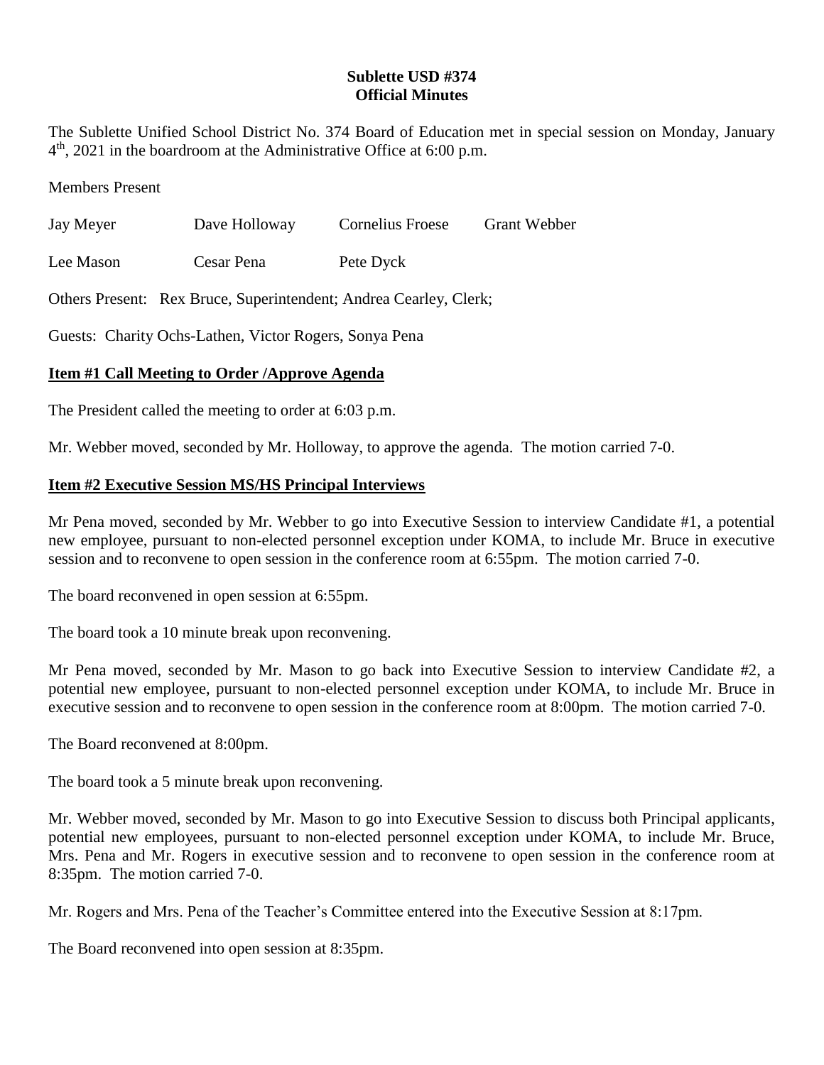**Sublette USD #374**
**Official Minutes**

The Sublette Unified School District No. 374 Board of Education met in special session on Monday, January 4th, 2021 in the boardroom at the Administrative Office at 6:00 p.m.

Members Present

| Jay Meyer | Dave Holloway | Cornelius Froese | Grant Webber |
|---|---|---|---|
| Lee Mason | Cesar Pena | Pete Dyck | |

Others Present: Rex Bruce, Superintendent; Andrea Cearley, Clerk;

Guests: Charity Ochs-Lathen, Victor Rogers, Sonya Pena

**Item #1 Call Meeting to Order /Approve Agenda**

The President called the meeting to order at 6:03 p.m.

Mr. Webber moved, seconded by Mr. Holloway, to approve the agenda. The motion carried 7-0.

**Item #2 Executive Session MS/HS Principal Interviews**

Mr Pena moved, seconded by Mr. Webber to go into Executive Session to interview Candidate #1, a potential new employee, pursuant to non-elected personnel exception under KOMA, to include Mr. Bruce in executive session and to reconvene to open session in the conference room at 6:55pm. The motion carried 7-0.

The board reconvened in open session at 6:55pm.

The board took a 10 minute break upon reconvening.

Mr Pena moved, seconded by Mr. Mason to go back into Executive Session to interview Candidate #2, a potential new employee, pursuant to non-elected personnel exception under KOMA, to include Mr. Bruce in executive session and to reconvene to open session in the conference room at 8:00pm. The motion carried 7-0.

The Board reconvened at 8:00pm.

The board took a 5 minute break upon reconvening.

Mr. Webber moved, seconded by Mr. Mason to go into Executive Session to discuss both Principal applicants, potential new employees, pursuant to non-elected personnel exception under KOMA, to include Mr. Bruce, Mrs. Pena and Mr. Rogers in executive session and to reconvene to open session in the conference room at 8:35pm. The motion carried 7-0.

Mr. Rogers and Mrs. Pena of the Teacher's Committee entered into the Executive Session at 8:17pm.

The Board reconvened into open session at 8:35pm.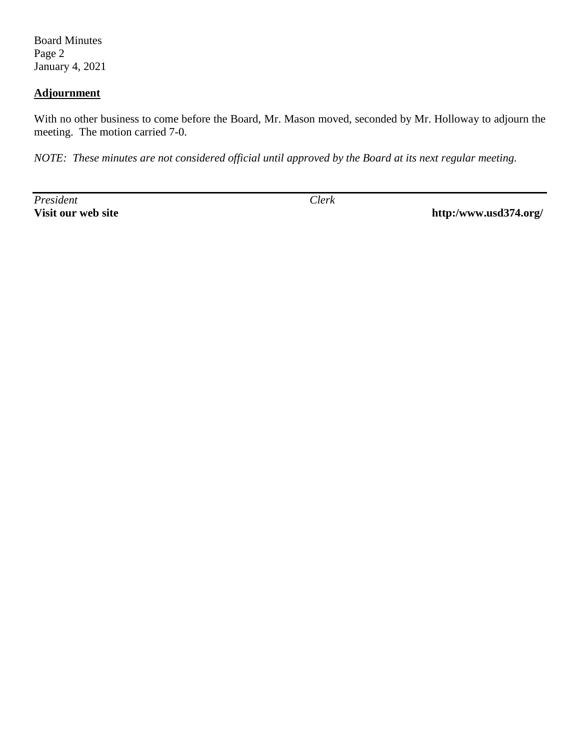## Adjournment

With no other business to come before the Board, Mr. Mason moved, seconded by Mr. Holloway to adjourn the meeting. The motion carried 7-0.

*NOTE: These minutes are not considered official until approved by the Board at its next regular meeting.*

*President* *Clerk*

**Visit our web site** **http:/www.usd374.org/**